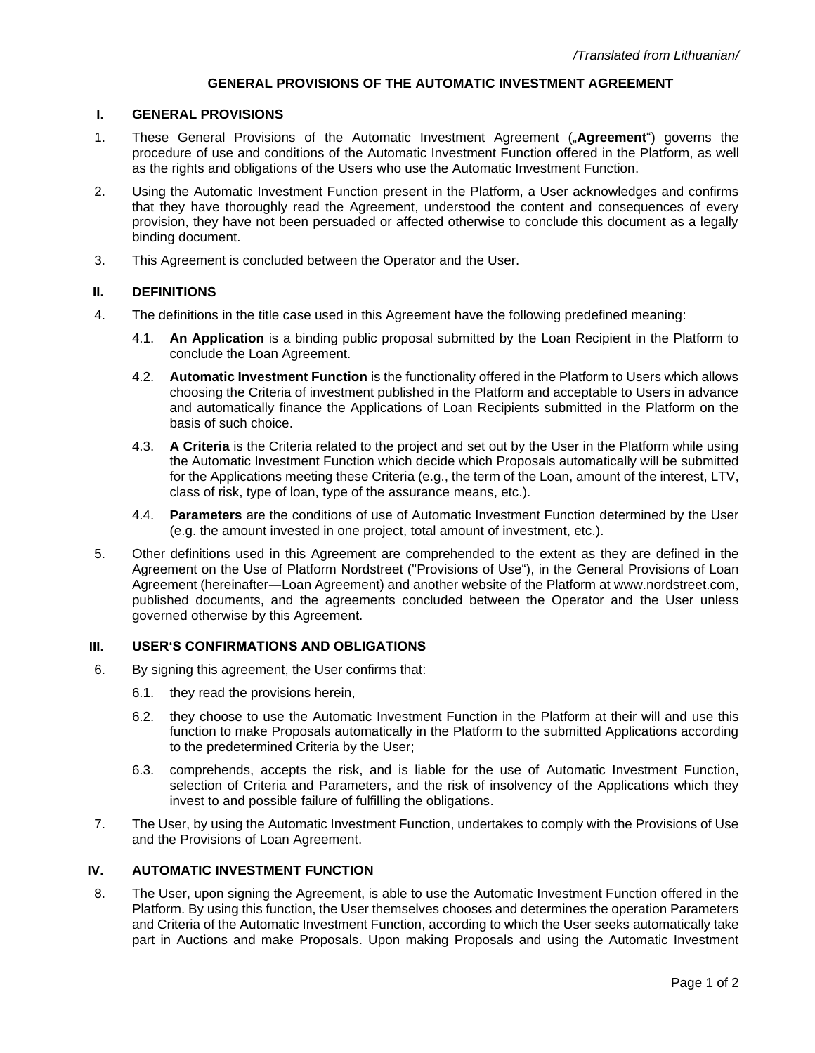*/Translated from Lithuanian/*

# GENERAL PROVISIONS OF THE AUTOMATIC INVESTMENT AGREEMENT

## I. GENERAL PROVISIONS

1. These General Provisions of the Automatic Investment Agreement („**Agreement**“) governs the procedure of use and conditions of the Automatic Investment Function offered in the Platform, as well as the rights and obligations of the Users who use the Automatic Investment Function.
2. Using the Automatic Investment Function present in the Platform, a User acknowledges and confirms that they have thoroughly read the Agreement, understood the content and consequences of every provision, they have not been persuaded or affected otherwise to conclude this document as a legally binding document.
3. This Agreement is concluded between the Operator and the User.

## II. DEFINITIONS

4. The definitions in the title case used in this Agreement have the following predefined meaning:
   - 4.1. **An Application** is a binding public proposal submitted by the Loan Recipient in the Platform to conclude the Loan Agreement.
   - 4.2. **Automatic Investment Function** is the functionality offered in the Platform to Users which allows choosing the Criteria of investment published in the Platform and acceptable to Users in advance and automatically finance the Applications of Loan Recipients submitted in the Platform on the basis of such choice.
   - 4.3. **A Criteria** is the Criteria related to the project and set out by the User in the Platform while using the Automatic Investment Function which decide which Proposals automatically will be submitted for the Applications meeting these Criteria (e.g., the term of the Loan, amount of the interest, LTV, class of risk, type of loan, type of the assurance means, etc.).
   - 4.4. **Parameters** are the conditions of use of Automatic Investment Function determined by the User (e.g. the amount invested in one project, total amount of investment, etc.).
5. Other definitions used in this Agreement are comprehended to the extent as they are defined in the Agreement on the Use of Platform Nordstreet ("Provisions of Use“), in the General Provisions of Loan Agreement (hereinafter—Loan Agreement) and another website of the Platform at www.nordstreet.com, published documents, and the agreements concluded between the Operator and the User unless governed otherwise by this Agreement.

## III. USER‘S CONFIRMATIONS AND OBLIGATIONS

6. By signing this agreement, the User confirms that:
   - 6.1. they read the provisions herein,
   - 6.2. they choose to use the Automatic Investment Function in the Platform at their will and use this function to make Proposals automatically in the Platform to the submitted Applications according to the predetermined Criteria by the User;
   - 6.3. comprehends, accepts the risk, and is liable for the use of Automatic Investment Function, selection of Criteria and Parameters, and the risk of insolvency of the Applications which they invest to and possible failure of fulfilling the obligations.
7. The User, by using the Automatic Investment Function, undertakes to comply with the Provisions of Use and the Provisions of Loan Agreement.

## IV. AUTOMATIC INVESTMENT FUNCTION

8. The User, upon signing the Agreement, is able to use the Automatic Investment Function offered in the Platform. By using this function, the User themselves chooses and determines the operation Parameters and Criteria of the Automatic Investment Function, according to which the User seeks automatically take part in Auctions and make Proposals. Upon making Proposals and using the Automatic Investment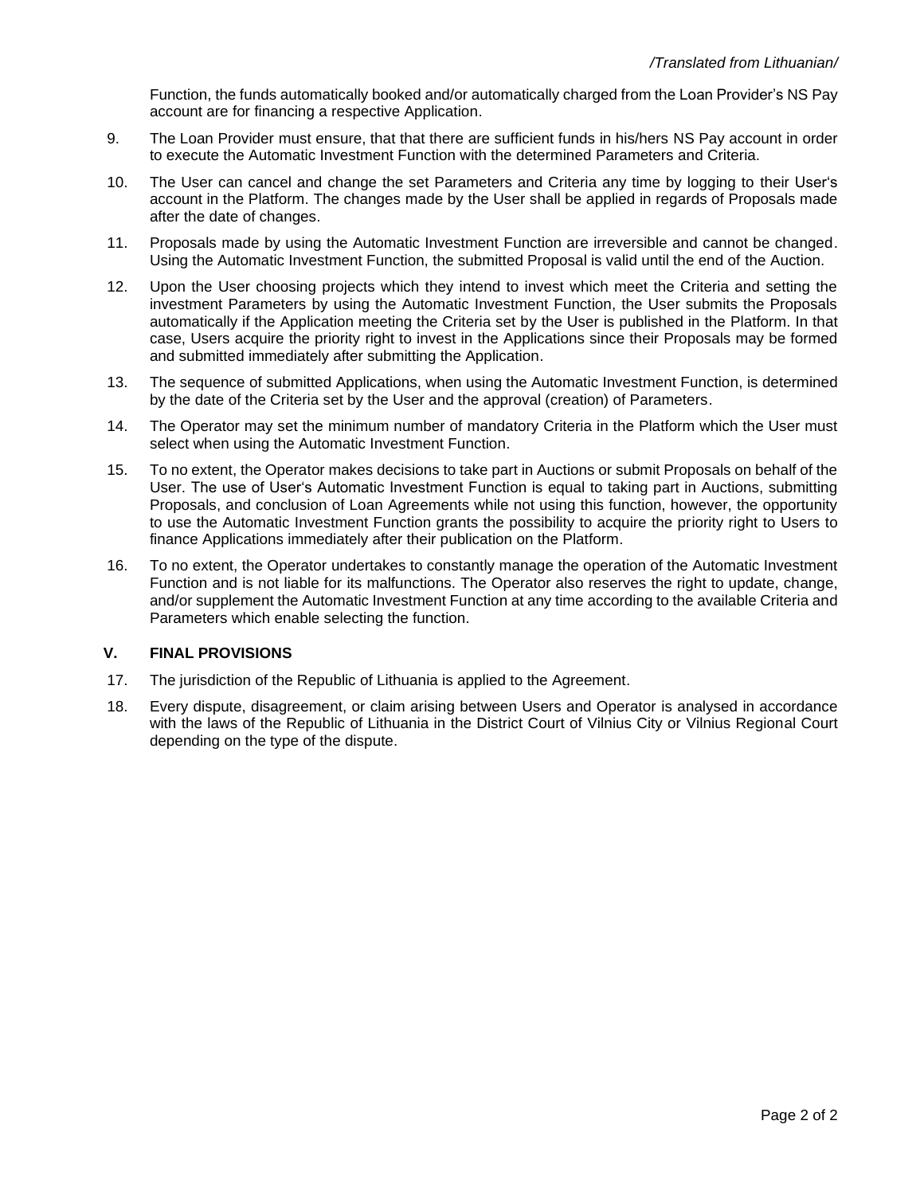/Translated from Lithuanian/

Function, the funds automatically booked and/or automatically charged from the Loan Provider's NS Pay account are for financing a respective Application.

9. The Loan Provider must ensure, that that there are sufficient funds in his/hers NS Pay account in order to execute the Automatic Investment Function with the determined Parameters and Criteria.

10. The User can cancel and change the set Parameters and Criteria any time by logging to their User's account in the Platform. The changes made by the User shall be applied in regards of Proposals made after the date of changes.

11. Proposals made by using the Automatic Investment Function are irreversible and cannot be changed. Using the Automatic Investment Function, the submitted Proposal is valid until the end of the Auction.

12. Upon the User choosing projects which they intend to invest which meet the Criteria and setting the investment Parameters by using the Automatic Investment Function, the User submits the Proposals automatically if the Application meeting the Criteria set by the User is published in the Platform. In that case, Users acquire the priority right to invest in the Applications since their Proposals may be formed and submitted immediately after submitting the Application.

13. The sequence of submitted Applications, when using the Automatic Investment Function, is determined by the date of the Criteria set by the User and the approval (creation) of Parameters.

14. The Operator may set the minimum number of mandatory Criteria in the Platform which the User must select when using the Automatic Investment Function.

15. To no extent, the Operator makes decisions to take part in Auctions or submit Proposals on behalf of the User. The use of User's Automatic Investment Function is equal to taking part in Auctions, submitting Proposals, and conclusion of Loan Agreements while not using this function, however, the opportunity to use the Automatic Investment Function grants the possibility to acquire the priority right to Users to finance Applications immediately after their publication on the Platform.

16. To no extent, the Operator undertakes to constantly manage the operation of the Automatic Investment Function and is not liable for its malfunctions. The Operator also reserves the right to update, change, and/or supplement the Automatic Investment Function at any time according to the available Criteria and Parameters which enable selecting the function.

## V. FINAL PROVISIONS

17. The jurisdiction of the Republic of Lithuania is applied to the Agreement.

18. Every dispute, disagreement, or claim arising between Users and Operator is analysed in accordance with the laws of the Republic of Lithuania in the District Court of Vilnius City or Vilnius Regional Court depending on the type of the dispute.